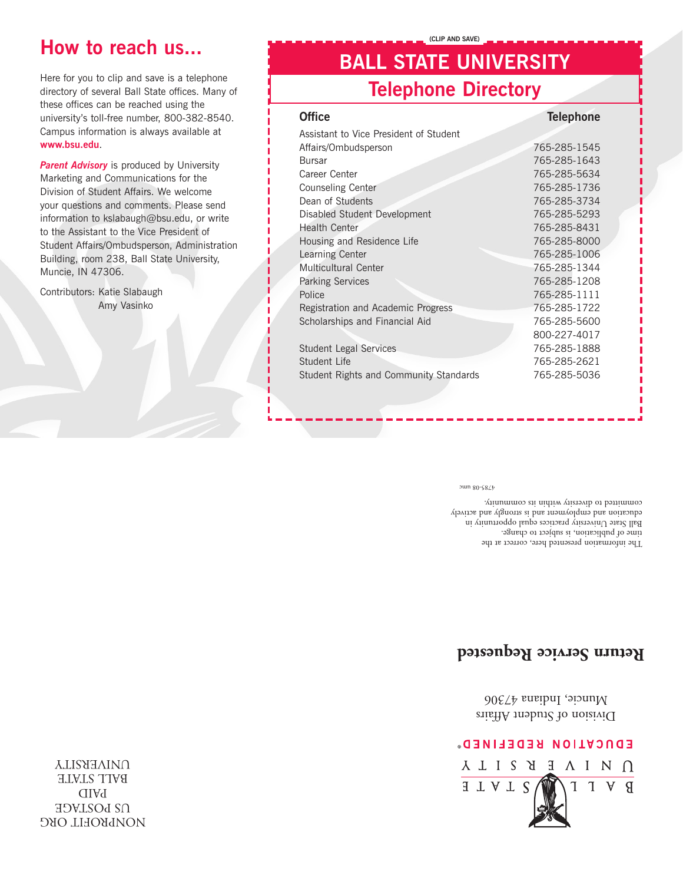## How to reach us...

Here for you to clip and save is a telephone directory of several Ball State offices. Many of these offices can be reached using the university's toll-free number, 800-382-8540. Campus information is always available at **www.bsu.edu**.

***Parent Advisory*** is produced by University Marketing and Communications for the Division of Student Affairs. We welcome your questions and comments. Please send information to kslabaugh@bsu.edu, or write to the Assistant to the Vice President of Student Affairs/Ombudsperson, Administration Building, room 238, Ball State University, Muncie, IN 47306.

Contributors: Katie Slabaugh
Amy Vasinko

(CLIP AND SAVE)

# BALL STATE UNIVERSITY

## Telephone Directory

| Office | Telephone |
|---|---|
| Assistant to Vice President of Student Affairs/Ombudsperson | 765-285-1545 |
| Bursar | 765-285-1643 |
| Career Center | 765-285-5634 |
| Counseling Center | 765-285-1736 |
| Dean of Students | 765-285-3734 |
| Disabled Student Development | 765-285-5293 |
| Health Center | 765-285-8431 |
| Housing and Residence Life | 765-285-8000 |
| Learning Center | 765-285-1006 |
| Multicultural Center | 765-285-1344 |
| Parking Services | 765-285-1208 |
| Police | 765-285-1111 |
| Registration and Academic Progress | 765-285-1722 |
| Scholarships and Financial Aid | 765-285-5600 |
| | 800-227-4017 |
| Student Legal Services | 765-285-1888 |
| Student Life | 765-285-2621 |
| Student Rights and Community Standards | 765-285-5036 |

The information presented here, correct at the time of publication, is subject to change. Ball State University practices equal opportunity in education and employment and is strongly and actively committed to diversity within its community.

4785-08 umc

**Return Service Requested**

Division of Student Affairs
Muncie, Indiana 47306

BALL STATE UNIVERSITY
EDUCATION REDEFINED®

NONPROFIT ORG
US POSTAGE
PAID
BALL STATE
UNIVERSITY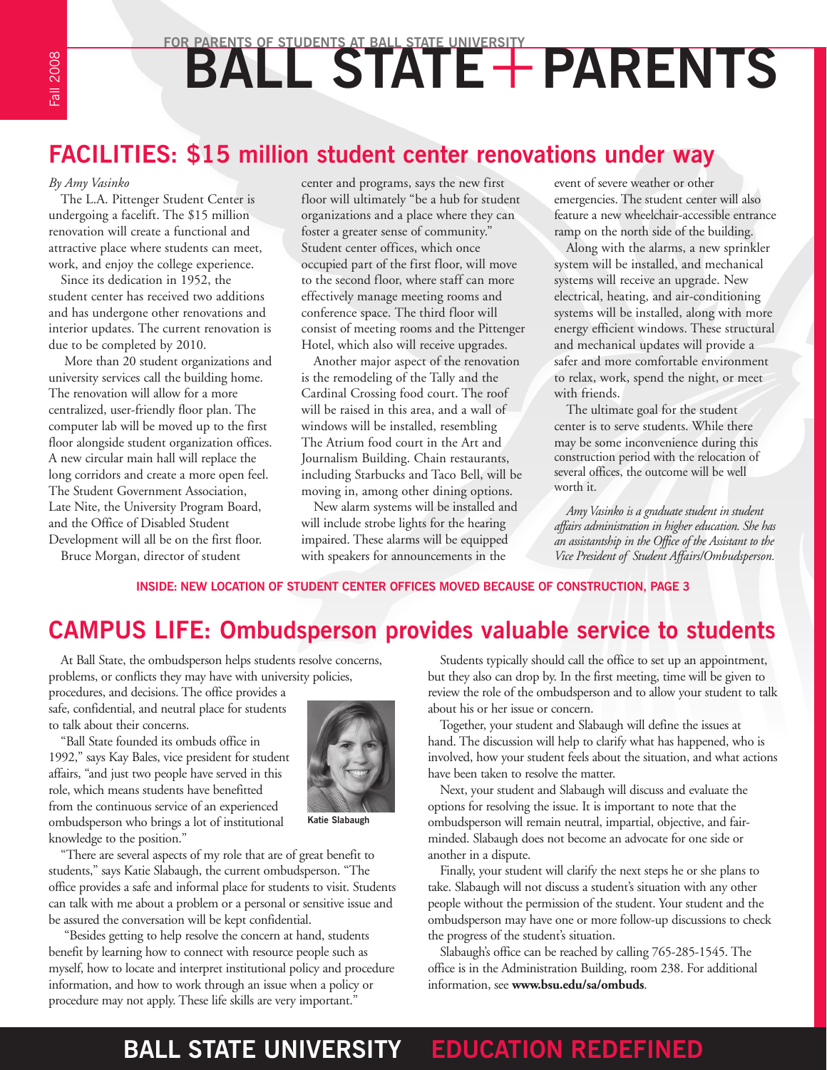FOR PARENTS OF STUDENTS AT BALL STATE UNIVERSITY

# BALL STATE + PARENTS

Fall 2008

## FACILITIES: $15 million student center renovations under way

*By Amy Vasinko*

The L.A. Pittenger Student Center is undergoing a facelift. The $15 million renovation will create a functional and attractive place where students can meet, work, and enjoy the college experience.

Since its dedication in 1952, the student center has received two additions and has undergone other renovations and interior updates. The current renovation is due to be completed by 2010.

More than 20 student organizations and university services call the building home. The renovation will allow for a more centralized, user-friendly floor plan. The computer lab will be moved up to the first floor alongside student organization offices. A new circular main hall will replace the long corridors and create a more open feel. The Student Government Association, Late Nite, the University Program Board, and the Office of Disabled Student Development will all be on the first floor.

Bruce Morgan, director of student center and programs, says the new first floor will ultimately "be a hub for student organizations and a place where they can foster a greater sense of community." Student center offices, which once occupied part of the first floor, will move to the second floor, where staff can more effectively manage meeting rooms and conference space. The third floor will consist of meeting rooms and the Pittenger Hotel, which also will receive upgrades.

Another major aspect of the renovation is the remodeling of the Tally and the Cardinal Crossing food court. The roof will be raised in this area, and a wall of windows will be installed, resembling The Atrium food court in the Art and Journalism Building. Chain restaurants, including Starbucks and Taco Bell, will be moving in, among other dining options.

New alarm systems will be installed and will include strobe lights for the hearing impaired. These alarms will be equipped with speakers for announcements in the event of severe weather or other emergencies. The student center will also feature a new wheelchair-accessible entrance ramp on the north side of the building.

Along with the alarms, a new sprinkler system will be installed, and mechanical systems will receive an upgrade. New electrical, heating, and air-conditioning systems will be installed, along with more energy efficient windows. These structural and mechanical updates will provide a safer and more comfortable environment to relax, work, spend the night, or meet with friends.

The ultimate goal for the student center is to serve students. While there may be some inconvenience during this construction period with the relocation of several offices, the outcome will be well worth it.

*Amy Vasinko is a graduate student in student affairs administration in higher education. She has an assistantship in the Office of the Assistant to the Vice President of Student Affairs/Ombudsperson.*

**INSIDE: NEW LOCATION OF STUDENT CENTER OFFICES MOVED BECAUSE OF CONSTRUCTION, PAGE 3**

## CAMPUS LIFE: Ombudsperson provides valuable service to students

At Ball State, the ombudsperson helps students resolve concerns, problems, or conflicts they may have with university policies, procedures, and decisions. The office provides a safe, confidential, and neutral place for students to talk about their concerns.

"Ball State founded its ombuds office in 1992," says Kay Bales, vice president for student affairs, "and just two people have served in this role, which means students have benefitted from the continuous service of an experienced ombudsperson who brings a lot of institutional knowledge to the position."

Katie Slabaugh

"There are several aspects of my role that are of great benefit to students," says Katie Slabaugh, the current ombudsperson. "The office provides a safe and informal place for students to visit. Students can talk with me about a problem or a personal or sensitive issue and be assured the conversation will be kept confidential.

"Besides getting to help resolve the concern at hand, students benefit by learning how to connect with resource people such as myself, how to locate and interpret institutional policy and procedure information, and how to work through an issue when a policy or procedure may not apply. These life skills are very important."

Students typically should call the office to set up an appointment, but they also can drop by. In the first meeting, time will be given to review the role of the ombudsperson and to allow your student to talk about his or her issue or concern.

Together, your student and Slabaugh will define the issues at hand. The discussion will help to clarify what has happened, who is involved, how your student feels about the situation, and what actions have been taken to resolve the matter.

Next, your student and Slabaugh will discuss and evaluate the options for resolving the issue. It is important to note that the ombudsperson will remain neutral, impartial, objective, and fair-minded. Slabaugh does not become an advocate for one side or another in a dispute.

Finally, your student will clarify the next steps he or she plans to take. Slabaugh will not discuss a student's situation with any other people without the permission of the student. Your student and the ombudsperson may have one or more follow-up discussions to check the progress of the student's situation.

Slabaugh's office can be reached by calling 765-285-1545. The office is in the Administration Building, room 238. For additional information, see **www.bsu.edu/sa/ombuds**.

**BALL STATE UNIVERSITY EDUCATION REDEFINED**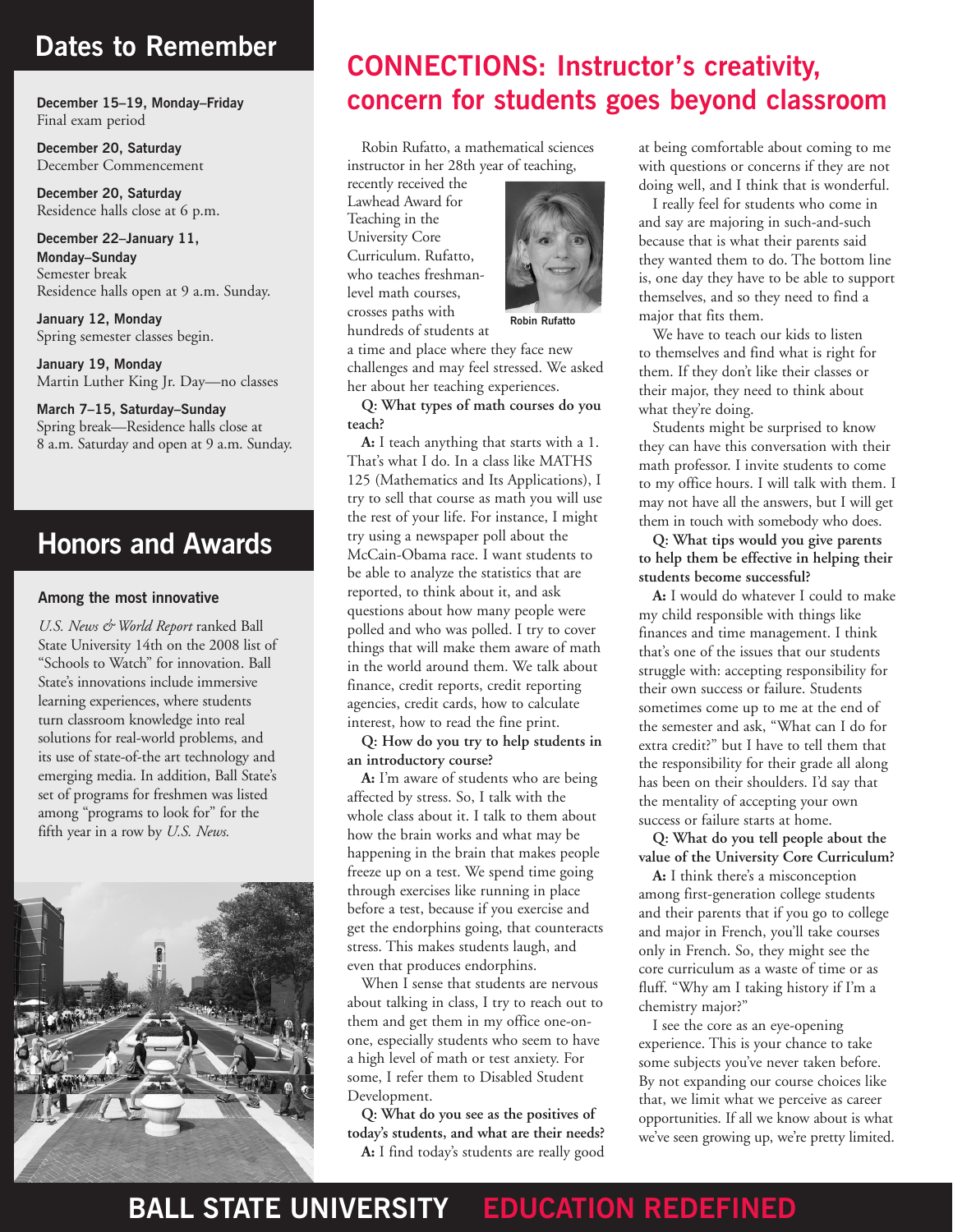## Dates to Remember

**December 15–19, Monday–Friday**
Final exam period

**December 20, Saturday**
December Commencement

**December 20, Saturday**
Residence halls close at 6 p.m.

**December 22–January 11, Monday–Sunday**
Semester break
Residence halls open at 9 a.m. Sunday.

**January 12, Monday**
Spring semester classes begin.

**January 19, Monday**
Martin Luther King Jr. Day—no classes

**March 7–15, Saturday–Sunday**
Spring break—Residence halls close at 8 a.m. Saturday and open at 9 a.m. Sunday.

## Honors and Awards

### Among the most innovative

*U.S. News & World Report* ranked Ball State University 14th on the 2008 list of "Schools to Watch" for innovation. Ball State's innovations include immersive learning experiences, where students turn classroom knowledge into real solutions for real-world problems, and its use of state-of-the art technology and emerging media. In addition, Ball State's set of programs for freshmen was listed among "programs to look for" for the fifth year in a row by *U.S. News.*

# CONNECTIONS: Instructor's creativity, concern for students goes beyond classroom

Robin Rufatto, a mathematical sciences instructor in her 28th year of teaching, recently received the Lawhead Award for Teaching in the University Core Curriculum. Rufatto, who teaches freshman-level math courses, crosses paths with hundreds of students at a time and place where they face new challenges and may feel stressed. We asked her about her teaching experiences.

Robin Rufatto

**Q: What types of math courses do you teach?**

**A:** I teach anything that starts with a 1. That's what I do. In a class like MATHS 125 (Mathematics and Its Applications), I try to sell that course as math you will use the rest of your life. For instance, I might try using a newspaper poll about the McCain-Obama race. I want students to be able to analyze the statistics that are reported, to think about it, and ask questions about how many people were polled and who was polled. I try to cover things that will make them aware of math in the world around them. We talk about finance, credit reports, credit reporting agencies, credit cards, how to calculate interest, how to read the fine print.

**Q: How do you try to help students in an introductory course?**

**A:** I'm aware of students who are being affected by stress. So, I talk with the whole class about it. I talk to them about how the brain works and what may be happening in the brain that makes people freeze up on a test. We spend time going through exercises like running in place before a test, because if you exercise and get the endorphins going, that counteracts stress. This makes students laugh, and even that produces endorphins.

When I sense that students are nervous about talking in class, I try to reach out to them and get them in my office one-on-one, especially students who seem to have a high level of math or test anxiety. For some, I refer them to Disabled Student Development.

**Q: What do you see as the positives of today's students, and what are their needs?**

**A:** I find today's students are really good at being comfortable about coming to me with questions or concerns if they are not doing well, and I think that is wonderful.

I really feel for students who come in and say are majoring in such-and-such because that is what their parents said they wanted them to do. The bottom line is, one day they have to be able to support themselves, and so they need to find a major that fits them.

We have to teach our kids to listen to themselves and find what is right for them. If they don't like their classes or their major, they need to think about what they're doing.

Students might be surprised to know they can have this conversation with their math professor. I invite students to come to my office hours. I will talk with them. I may not have all the answers, but I will get them in touch with somebody who does.

**Q: What tips would you give parents to help them be effective in helping their students become successful?**

**A:** I would do whatever I could to make my child responsible with things like finances and time management. I think that's one of the issues that our students struggle with: accepting responsibility for their own success or failure. Students sometimes come up to me at the end of the semester and ask, "What can I do for extra credit?" but I have to tell them that the responsibility for their grade all along has been on their shoulders. I'd say that the mentality of accepting your own success or failure starts at home.

**Q: What do you tell people about the value of the University Core Curriculum?**

**A:** I think there's a misconception among first-generation college students and their parents that if you go to college and major in French, you'll take courses only in French. So, they might see the core curriculum as a waste of time or as fluff. "Why am I taking history if I'm a chemistry major?"

I see the core as an eye-opening experience. This is your chance to take some subjects you've never taken before. By not expanding our course choices like that, we limit what we perceive as career opportunities. If all we know about is what we've seen growing up, we're pretty limited.

**BALL STATE UNIVERSITY EDUCATION REDEFINED**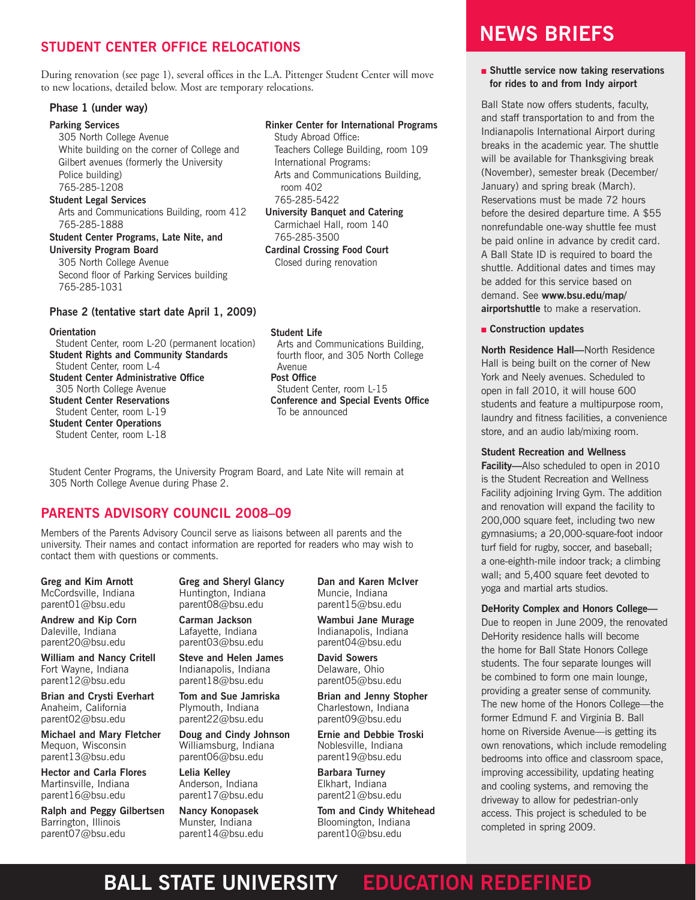## STUDENT CENTER OFFICE RELOCATIONS

During renovation (see page 1), several offices in the L.A. Pittenger Student Center will move to new locations, detailed below. Most are temporary relocations.

### Phase 1 (under way)

**Parking Services**
305 North College Avenue
White building on the corner of College and Gilbert avenues (formerly the University Police building)
765-285-1208

**Student Legal Services**
Arts and Communications Building, room 412
765-285-1888

**Student Center Programs, Late Nite, and University Program Board**
305 North College Avenue
Second floor of Parking Services building
765-285-1031

**Rinker Center for International Programs**
Study Abroad Office:
Teachers College Building, room 109
International Programs:
Arts and Communications Building, room 402
765-285-5422

**University Banquet and Catering**
Carmichael Hall, room 140
765-285-3500

**Cardinal Crossing Food Court**
Closed during renovation

### Phase 2 (tentative start date April 1, 2009)

**Orientation**
Student Center, room L-20 (permanent location)

**Student Rights and Community Standards**
Student Center, room L-4

**Student Center Administrative Office**
305 North College Avenue

**Student Center Reservations**
Student Center, room L-19

**Student Center Operations**
Student Center, room L-18

**Student Life**
Arts and Communications Building, fourth floor, and 305 North College Avenue

**Post Office**
Student Center, room L-15

**Conference and Special Events Office**
To be announced

Student Center Programs, the University Program Board, and Late Nite will remain at 305 North College Avenue during Phase 2.

## PARENTS ADVISORY COUNCIL 2008–09

Members of the Parents Advisory Council serve as liaisons between all parents and the university. Their names and contact information are reported for readers who may wish to contact them with questions or comments.

**Greg and Kim Arnott**
McCordsville, Indiana
parent01@bsu.edu

**Andrew and Kip Corn**
Daleville, Indiana
parent20@bsu.edu

**William and Nancy Critell**
Fort Wayne, Indiana
parent12@bsu.edu

**Brian and Crysti Everhart**
Anaheim, California
parent02@bsu.edu

**Michael and Mary Fletcher**
Mequon, Wisconsin
parent13@bsu.edu

**Hector and Carla Flores**
Martinsville, Indiana
parent16@bsu.edu

**Ralph and Peggy Gilbertsen**
Barrington, Illinois
parent07@bsu.edu

**Greg and Sheryl Glancy**
Huntington, Indiana
parent08@bsu.edu

**Carman Jackson**
Lafayette, Indiana
parent03@bsu.edu

**Steve and Helen James**
Indianapolis, Indiana
parent18@bsu.edu

**Tom and Sue Jamriska**
Plymouth, Indiana
parent22@bsu.edu

**Doug and Cindy Johnson**
Williamsburg, Indiana
parent06@bsu.edu

**Lelia Kelley**
Anderson, Indiana
parent17@bsu.edu

**Nancy Konopasek**
Munster, Indiana
parent14@bsu.edu

**Dan and Karen McIver**
Muncie, Indiana
parent15@bsu.edu

**Wambui Jane Murage**
Indianapolis, Indiana
parent04@bsu.edu

**David Sowers**
Delaware, Ohio
parent05@bsu.edu

**Brian and Jenny Stopher**
Charlestown, Indiana
parent09@bsu.edu

**Ernie and Debbie Troski**
Noblesville, Indiana
parent19@bsu.edu

**Barbara Turney**
Elkhart, Indiana
parent21@bsu.edu

**Tom and Cindy Whitehead**
Bloomington, Indiana
parent10@bsu.edu

## NEWS BRIEFS

- **Shuttle service now taking reservations for rides to and from Indy airport**

Ball State now offers students, faculty, and staff transportation to and from the Indianapolis International Airport during breaks in the academic year. The shuttle will be available for Thanksgiving break (November), semester break (December/January) and spring break (March). Reservations must be made 72 hours before the desired departure time. A $55 nonrefundable one-way shuttle fee must be paid online in advance by credit card. A Ball State ID is required to board the shuttle. Additional dates and times may be added for this service based on demand. See **www.bsu.edu/map/airportshuttle** to make a reservation.

- **Construction updates**

**North Residence Hall**—North Residence Hall is being built on the corner of New York and Neely avenues. Scheduled to open in fall 2010, it will house 600 students and feature a multipurpose room, laundry and fitness facilities, a convenience store, and an audio lab/mixing room.

**Student Recreation and Wellness Facility**—Also scheduled to open in 2010 is the Student Recreation and Wellness Facility adjoining Irving Gym. The addition and renovation will expand the facility to 200,000 square feet, including two new gymnasiums; a 20,000-square-foot indoor turf field for rugby, soccer, and baseball; a one-eighth-mile indoor track; a climbing wall; and 5,400 square feet devoted to yoga and martial arts studios.

**DeHority Complex and Honors College**—Due to reopen in June 2009, the renovated DeHority residence halls will become the home for Ball State Honors College students. The four separate lounges will be combined to form one main lounge, providing a greater sense of community. The new home of the Honors College—the former Edmund F. and Virginia B. Ball home on Riverside Avenue—is getting its own renovations, which include remodeling bedrooms into office and classroom space, improving accessibility, updating heating and cooling systems, and removing the driveway to allow for pedestrian-only access. This project is scheduled to be completed in spring 2009.